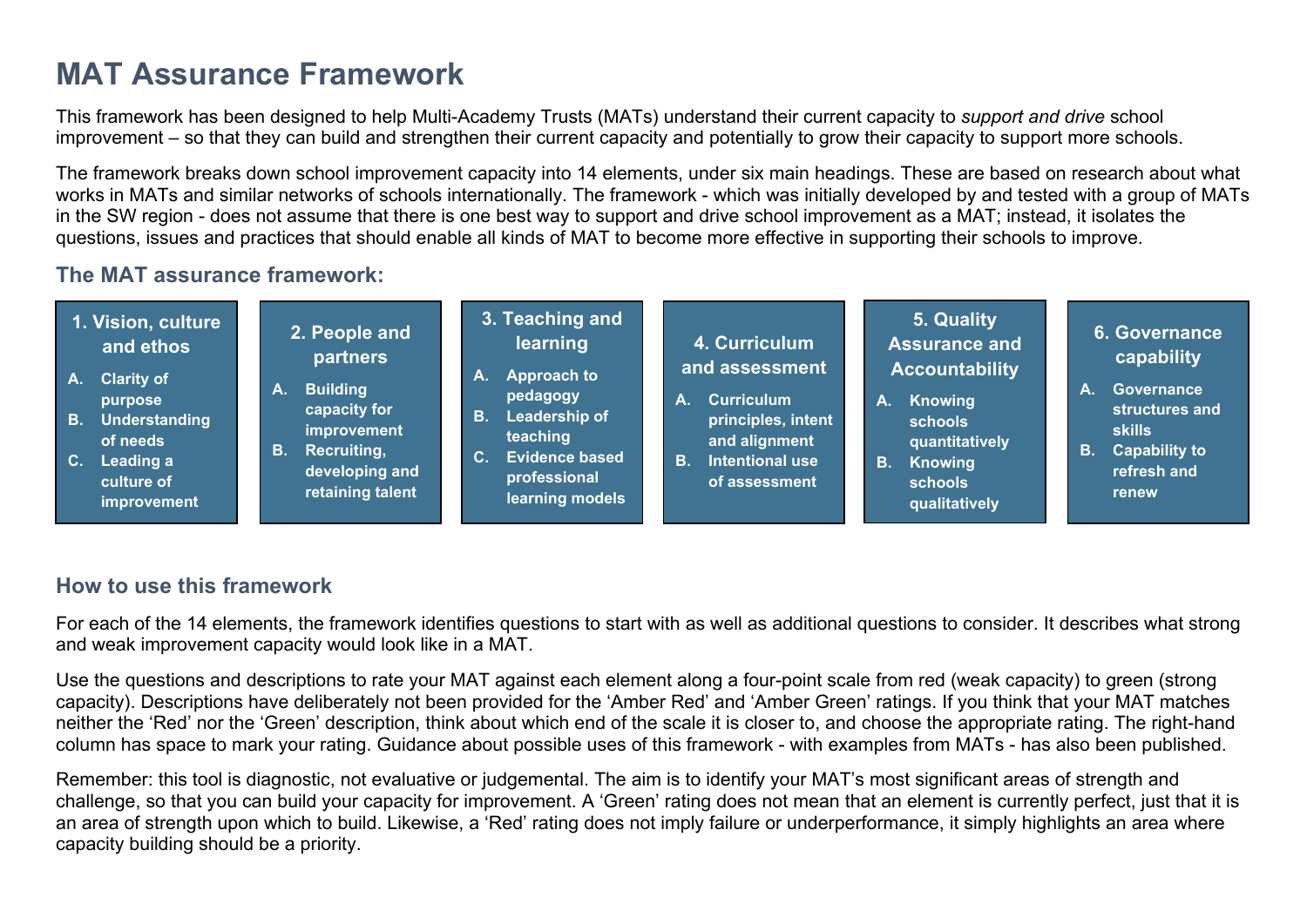# MAT Assurance Framework

This framework has been designed to help Multi-Academy Trusts (MATs) understand their current capacity to *support and drive* school improvement – so that they can build and strengthen their current capacity and potentially to grow their capacity to support more schools.

The framework breaks down school improvement capacity into 14 elements, under six main headings. These are based on research about what works in MATs and similar networks of schools internationally. The framework - which was initially developed by and tested with a group of MATs in the SW region - does not assume that there is one best way to support and drive school improvement as a MAT; instead, it isolates the questions, issues and practices that should enable all kinds of MAT to become more effective in supporting their schools to improve.

## The MAT assurance framework:

**1. Vision, culture and ethos**

A. Clarity of purpose
B. Understanding of needs
C. Leading a culture of improvement

**2. People and partners**

A. Building capacity for improvement
B. Recruiting, developing and retaining talent

**3. Teaching and learning**

A. Approach to pedagogy
B. Leadership of teaching
C. Evidence based professional learning models

**4. Curriculum and assessment**

A. Curriculum principles, intent and alignment
B. Intentional use of assessment

**5. Quality Assurance and Accountability**

A. Knowing schools quantitatively
B. Knowing schools qualitatively

**6. Governance capability**

A. Governance structures and skills
B. Capability to refresh and renew

## How to use this framework

For each of the 14 elements, the framework identifies questions to start with as well as additional questions to consider. It describes what strong and weak improvement capacity would look like in a MAT.

Use the questions and descriptions to rate your MAT against each element along a four-point scale from red (weak capacity) to green (strong capacity). Descriptions have deliberately not been provided for the 'Amber Red' and 'Amber Green' ratings. If you think that your MAT matches neither the 'Red' nor the 'Green' description, think about which end of the scale it is closer to, and choose the appropriate rating. The right-hand column has space to mark your rating. Guidance about possible uses of this framework - with examples from MATs - has also been published.

Remember: this tool is diagnostic, not evaluative or judgemental. The aim is to identify your MAT's most significant areas of strength and challenge, so that you can build your capacity for improvement. A 'Green' rating does not mean that an element is currently perfect, just that it is an area of strength upon which to build. Likewise, a 'Red' rating does not imply failure or underperformance, it simply highlights an area where capacity building should be a priority.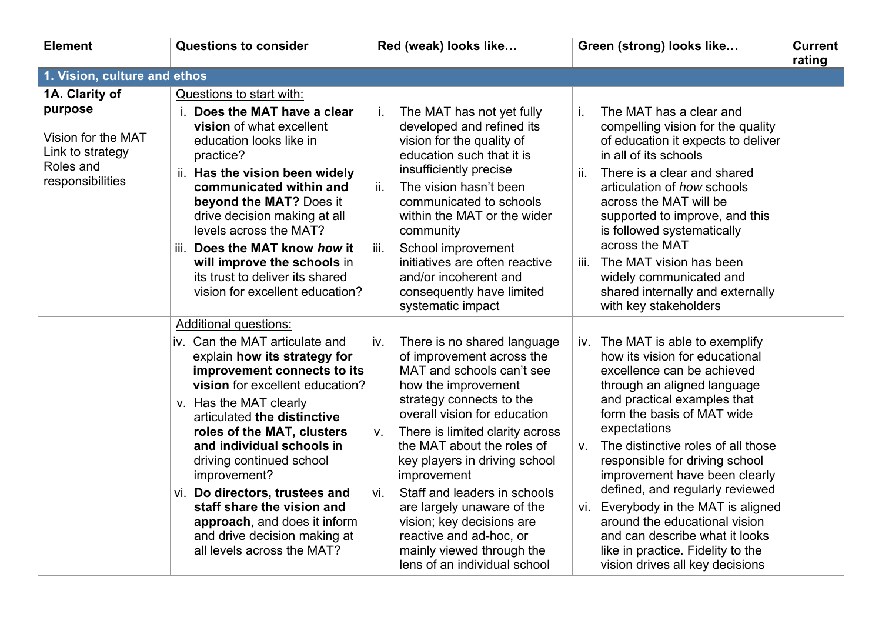| Element | Questions to consider | Red (weak) looks like… | Green (strong) looks like… | Current rating |
|---|---|---|---|---|
| **1. Vision, culture and ethos** | | | | |
| **1A. Clarity of purpose**<br><br>Vision for the MAT<br>Link to strategy<br>Roles and responsibilities | Questions to start with:<br>i. **Does the MAT have a clear vision** of what excellent education looks like in practice?<br>ii. **Has the vision been widely communicated within and beyond the MAT?** Does it drive decision making at all levels across the MAT?<br>iii. **Does the MAT know *how* it will improve the schools** in its trust to deliver its shared vision for excellent education? | i. The MAT has not yet fully developed and refined its vision for the quality of education such that it is insufficiently precise<br>ii. The vision hasn't been communicated to schools within the MAT or the wider community<br>iii. School improvement initiatives are often reactive and/or incoherent and consequently have limited systematic impact | i. The MAT has a clear and compelling vision for the quality of education it expects to deliver in all of its schools<br>ii. There is a clear and shared articulation of *how* schools across the MAT will be supported to improve, and this is followed systematically across the MAT<br>iii. The MAT vision has been widely communicated and shared internally and externally with key stakeholders | |
| | Additional questions:<br>iv. Can the MAT articulate and explain **how its strategy for improvement connects to its vision** for excellent education?<br>v. Has the MAT clearly articulated **the distinctive roles of the MAT, clusters and individual schools** in driving continued school improvement?<br>vi. **Do directors, trustees and staff share the vision and approach**, and does it inform and drive decision making at all levels across the MAT? | iv. There is no shared language of improvement across the MAT and schools can't see how the improvement strategy connects to the overall vision for education<br>v. There is limited clarity across the MAT about the roles of key players in driving school improvement<br>vi. Staff and leaders in schools are largely unaware of the vision; key decisions are reactive and ad-hoc, or mainly viewed through the lens of an individual school | iv. The MAT is able to exemplify how its vision for educational excellence can be achieved through an aligned language and practical examples that form the basis of MAT wide expectations<br>v. The distinctive roles of all those responsible for driving school improvement have been clearly defined, and regularly reviewed<br>vi. Everybody in the MAT is aligned around the educational vision and can describe what it looks like in practice. Fidelity to the vision drives all key decisions | |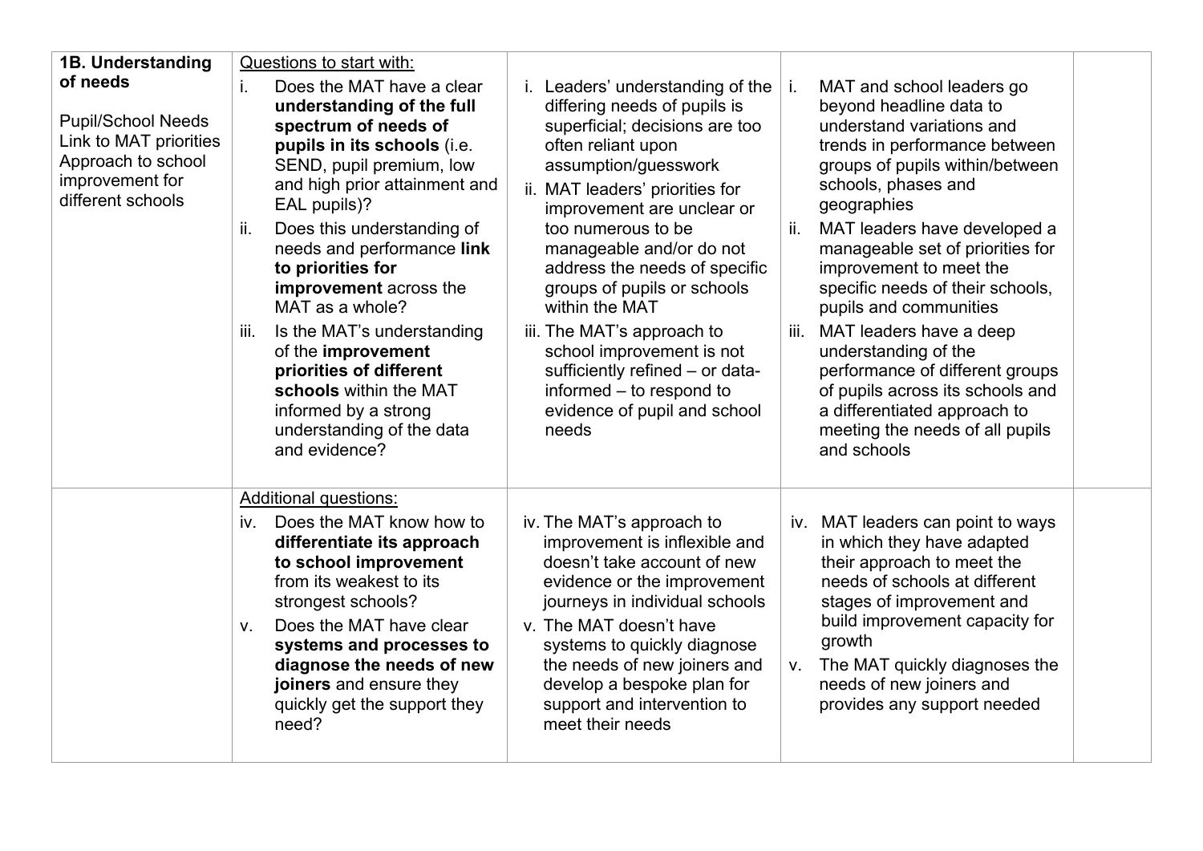| **1B. Understanding of needs**<br><br>Pupil/School Needs<br>Link to MAT priorities<br>Approach to school improvement for different schools | Questions to start with:<br>i. Does the MAT have a clear **understanding of the full spectrum of needs of pupils in its schools** (i.e. SEND, pupil premium, low and high prior attainment and EAL pupils)?<br>ii. Does this understanding of needs and performance **link to priorities for improvement** across the MAT as a whole?<br>iii. Is the MAT's understanding of the **improvement priorities of different schools** within the MAT informed by a strong understanding of the data and evidence? | i. Leaders' understanding of the differing needs of pupils is superficial; decisions are too often reliant upon assumption/guesswork<br>ii. MAT leaders' priorities for improvement are unclear or too numerous to be manageable and/or do not address the needs of specific groups of pupils or schools within the MAT<br>iii. The MAT's approach to school improvement is not sufficiently refined – or data-informed – to respond to evidence of pupil and school needs | i. MAT and school leaders go beyond headline data to understand variations and trends in performance between groups of pupils within/between schools, phases and geographies<br>ii. MAT leaders have developed a manageable set of priorities for improvement to meet the specific needs of their schools, pupils and communities<br>iii. MAT leaders have a deep understanding of the performance of different groups of pupils across its schools and a differentiated approach to meeting the needs of all pupils and schools | |
|---|---|---|---|---|
| | Additional questions:<br>iv. Does the MAT know how to **differentiate its approach to school improvement** from its weakest to its strongest schools?<br>v. Does the MAT have clear **systems and processes to diagnose the needs of new joiners** and ensure they quickly get the support they need? | iv. The MAT's approach to improvement is inflexible and doesn't take account of new evidence or the improvement journeys in individual schools<br>v. The MAT doesn't have systems to quickly diagnose the needs of new joiners and develop a bespoke plan for support and intervention to meet their needs | iv. MAT leaders can point to ways in which they have adapted their approach to meet the needs of schools at different stages of improvement and build improvement capacity for growth<br>v. The MAT quickly diagnoses the needs of new joiners and provides any support needed | |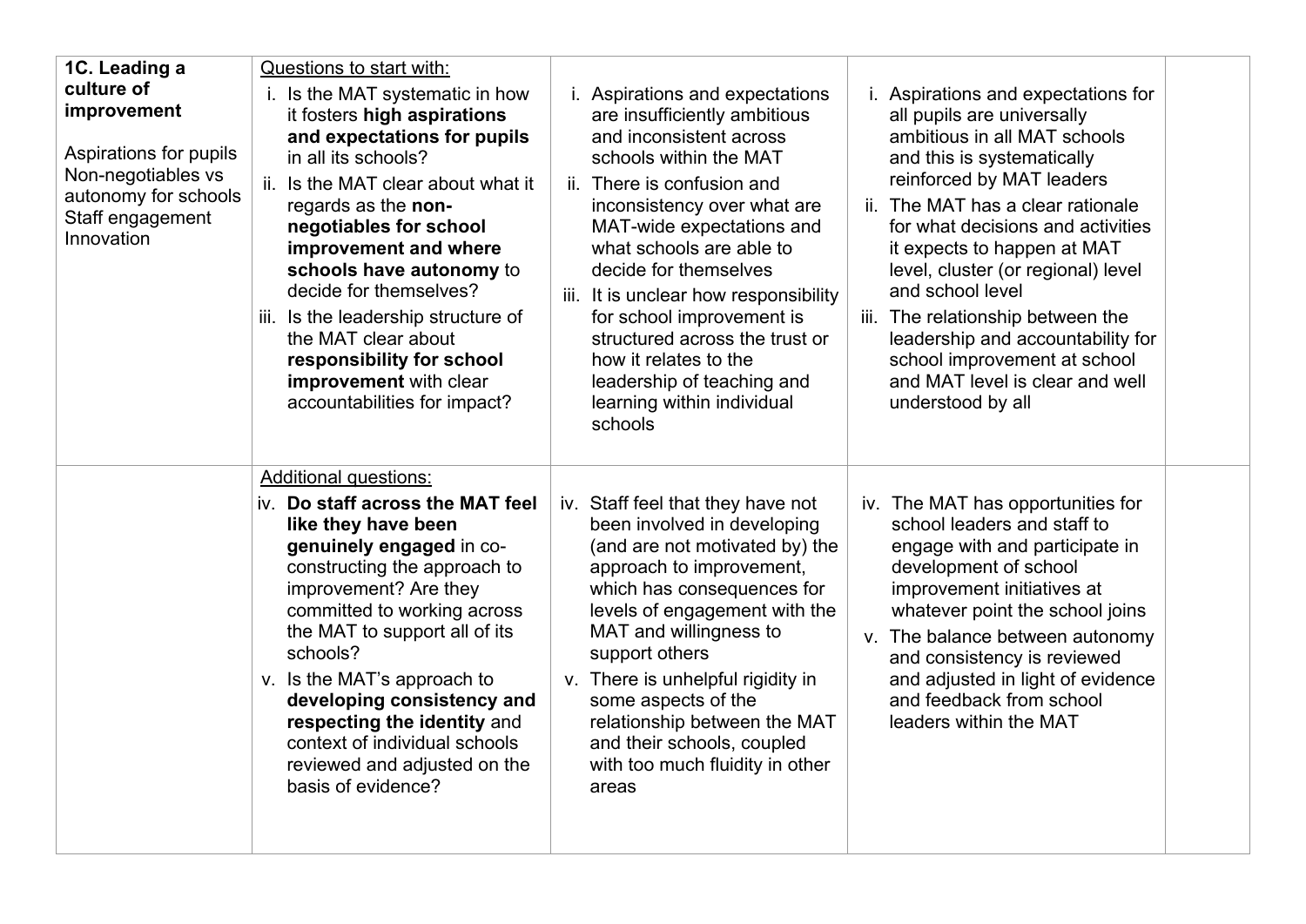| 1C. Leading a culture of improvement<br><br>Aspirations for pupils<br>Non-negotiables vs autonomy for schools<br>Staff engagement<br>Innovation | Questions to start with:<br>i. Is the MAT systematic in how it fosters **high aspirations and expectations for pupils** in all its schools?<br>ii. Is the MAT clear about what it regards as the **non-negotiables for school improvement and where schools have autonomy** to decide for themselves?<br>iii. Is the leadership structure of the MAT clear about **responsibility for school improvement** with clear accountabilities for impact? | i. Aspirations and expectations are insufficiently ambitious and inconsistent across schools within the MAT<br>ii. There is confusion and inconsistency over what are MAT-wide expectations and what schools are able to decide for themselves<br>iii. It is unclear how responsibility for school improvement is structured across the trust or how it relates to the leadership of teaching and learning within individual schools | i. Aspirations and expectations for all pupils are universally ambitious in all MAT schools and this is systematically reinforced by MAT leaders<br>ii. The MAT has a clear rationale for what decisions and activities it expects to happen at MAT level, cluster (or regional) level and school level<br>iii. The relationship between the leadership and accountability for school improvement at school and MAT level is clear and well understood by all | |
|---|---|---|---|---|
| | Additional questions:<br>iv. **Do staff across the MAT feel like they have been genuinely engaged** in co-constructing the approach to improvement? Are they committed to working across the MAT to support all of its schools?<br>v. Is the MAT's approach to **developing consistency and respecting the identity** and context of individual schools reviewed and adjusted on the basis of evidence? | iv. Staff feel that they have not been involved in developing (and are not motivated by) the approach to improvement, which has consequences for levels of engagement with the MAT and willingness to support others<br>v. There is unhelpful rigidity in some aspects of the relationship between the MAT and their schools, coupled with too much fluidity in other areas | iv. The MAT has opportunities for school leaders and staff to engage with and participate in development of school improvement initiatives at whatever point the school joins<br>v. The balance between autonomy and consistency is reviewed and adjusted in light of evidence and feedback from school leaders within the MAT | |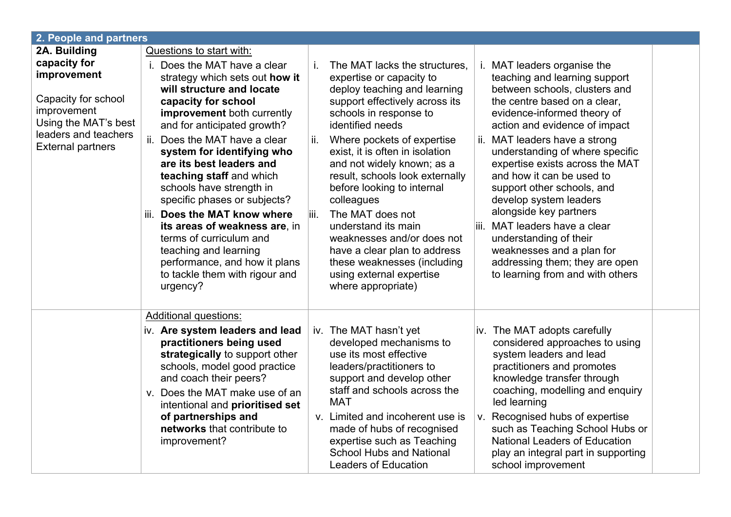| 2. People and partners | | | | |
|---|---|---|---|---|
| **2A. Building capacity for improvement**<br><br>Capacity for school improvement<br>Using the MAT's best leaders and teachers<br>External partners | Questions to start with:<br>i. Does the MAT have a clear strategy which sets out **how it will structure and locate capacity for school improvement** both currently and for anticipated growth?<br>ii. Does the MAT have a clear **system for identifying who are its best leaders and teaching staff** and which schools have strength in specific phases or subjects?<br>iii. **Does the MAT know where its areas of weakness are**, in terms of curriculum and teaching and learning performance, and how it plans to tackle them with rigour and urgency? | i. The MAT lacks the structures, expertise or capacity to deploy teaching and learning support effectively across its schools in response to identified needs<br>ii. Where pockets of expertise exist, it is often in isolation and not widely known; as a result, schools look externally before looking to internal colleagues<br>iii. The MAT does not understand its main weaknesses and/or does not have a clear plan to address these weaknesses (including using external expertise where appropriate) | i. MAT leaders organise the teaching and learning support between schools, clusters and the centre based on a clear, evidence-informed theory of action and evidence of impact<br>ii. MAT leaders have a strong understanding of where specific expertise exists across the MAT and how it can be used to support other schools, and develop system leaders alongside key partners<br>iii. MAT leaders have a clear understanding of their weaknesses and a plan for addressing them; they are open to learning from and with others | |
| | Additional questions:<br>iv. **Are system leaders and lead practitioners being used strategically** to support other schools, model good practice and coach their peers?<br>v. Does the MAT make use of an intentional and **prioritised set of partnerships and networks** that contribute to improvement? | iv. The MAT hasn't yet developed mechanisms to use its most effective leaders/practitioners to support and develop other staff and schools across the MAT<br>v. Limited and incoherent use is made of hubs of recognised expertise such as Teaching School Hubs and National Leaders of Education | iv. The MAT adopts carefully considered approaches to using system leaders and lead practitioners and promotes knowledge transfer through coaching, modelling and enquiry led learning<br>v. Recognised hubs of expertise such as Teaching School Hubs or National Leaders of Education play an integral part in supporting school improvement | |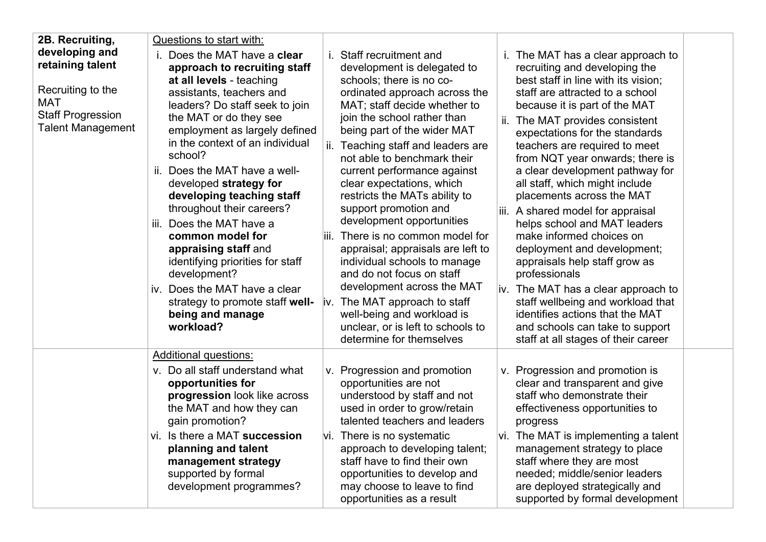| 2B. Recruiting, developing and retaining talent<br><br>Recruiting to the MAT<br>Staff Progression<br>Talent Management | Questions to start with:<br>i. Does the MAT have a **clear approach to recruiting staff at all levels** - teaching assistants, teachers and leaders? Do staff seek to join the MAT or do they see employment as largely defined in the context of an individual school?<br>ii. Does the MAT have a well-developed **strategy for developing teaching staff** throughout their careers?<br>iii. Does the MAT have a **common model for appraising staff** and identifying priorities for staff development?<br>iv. Does the MAT have a clear strategy to promote staff **well-being and manage workload?** | i. Staff recruitment and development is delegated to schools; there is no co-ordinated approach across the MAT; staff decide whether to join the school rather than being part of the wider MAT<br>ii. Teaching staff and leaders are not able to benchmark their current performance against clear expectations, which restricts the MATs ability to support promotion and development opportunities<br>iii. There is no common model for appraisal; appraisals are left to individual schools to manage and do not focus on staff development across the MAT<br>iv. The MAT approach to staff well-being and workload is unclear, or is left to schools to determine for themselves | i. The MAT has a clear approach to recruiting and developing the best staff in line with its vision; staff are attracted to a school because it is part of the MAT<br>ii. The MAT provides consistent expectations for the standards teachers are required to meet from NQT year onwards; there is a clear development pathway for all staff, which might include placements across the MAT<br>iii. A shared model for appraisal helps school and MAT leaders make informed choices on deployment and development; appraisals help staff grow as professionals<br>iv. The MAT has a clear approach to staff wellbeing and workload that identifies actions that the MAT and schools can take to support staff at all stages of their career | |
|---|---|---|---|---|
| | Additional questions:<br>v. Do all staff understand what **opportunities for progression** look like across the MAT and how they can gain promotion?<br>vi. Is there a MAT **succession planning and talent management strategy** supported by formal development programmes? | v. Progression and promotion opportunities are not understood by staff and not used in order to grow/retain talented teachers and leaders<br>vi. There is no systematic approach to developing talent; staff have to find their own opportunities to develop and may choose to leave to find opportunities as a result | v. Progression and promotion is clear and transparent and give staff who demonstrate their effectiveness opportunities to progress<br>vi. The MAT is implementing a talent management strategy to place staff where they are most needed; middle/senior leaders are deployed strategically and supported by formal development | |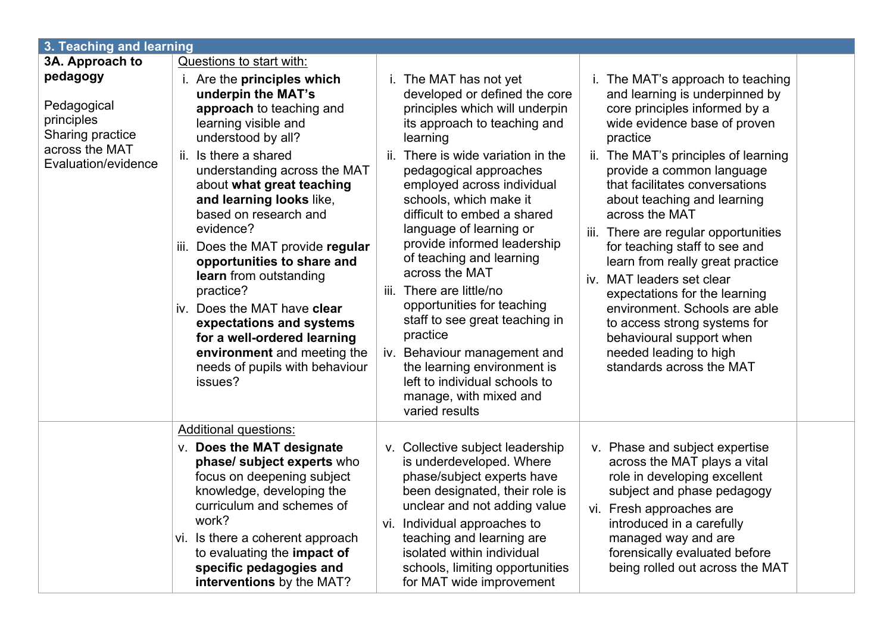| 3. Teaching and learning | | | | |
|---|---|---|---|---|
| **3A. Approach to pedagogy**<br><br>Pedagogical principles<br>Sharing practice across the MAT<br>Evaluation/evidence | Questions to start with:<br>i. Are the **principles which underpin the MAT's approach** to teaching and learning visible and understood by all?<br>ii. Is there a shared understanding across the MAT about **what great teaching and learning looks** like, based on research and evidence?<br>iii. Does the MAT provide **regular opportunities to share and learn** from outstanding practice?<br>iv. Does the MAT have **clear expectations and systems for a well-ordered learning environment** and meeting the needs of pupils with behaviour issues? | i. The MAT has not yet developed or defined the core principles which will underpin its approach to teaching and learning<br>ii. There is wide variation in the pedagogical approaches employed across individual schools, which make it difficult to embed a shared language of learning or provide informed leadership of teaching and learning across the MAT<br>iii. There are little/no opportunities for teaching staff to see great teaching in practice<br>iv. Behaviour management and the learning environment is left to individual schools to manage, with mixed and varied results | i. The MAT's approach to teaching and learning is underpinned by core principles informed by a wide evidence base of proven practice<br>ii. The MAT's principles of learning provide a common language that facilitates conversations about teaching and learning across the MAT<br>iii. There are regular opportunities for teaching staff to see and learn from really great practice<br>iv. MAT leaders set clear expectations for the learning environment. Schools are able to access strong systems for behavioural support when needed leading to high standards across the MAT | |
| | Additional questions:<br>v. **Does the MAT designate phase/ subject experts** who focus on deepening subject knowledge, developing the curriculum and schemes of work?<br>vi. Is there a coherent approach to evaluating the **impact of specific pedagogies and interventions** by the MAT? | v. Collective subject leadership is underdeveloped. Where phase/subject experts have been designated, their role is unclear and not adding value<br>vi. Individual approaches to teaching and learning are isolated within individual schools, limiting opportunities for MAT wide improvement | v. Phase and subject expertise across the MAT plays a vital role in developing excellent subject and phase pedagogy<br>vi. Fresh approaches are introduced in a carefully managed way and are forensically evaluated before being rolled out across the MAT | |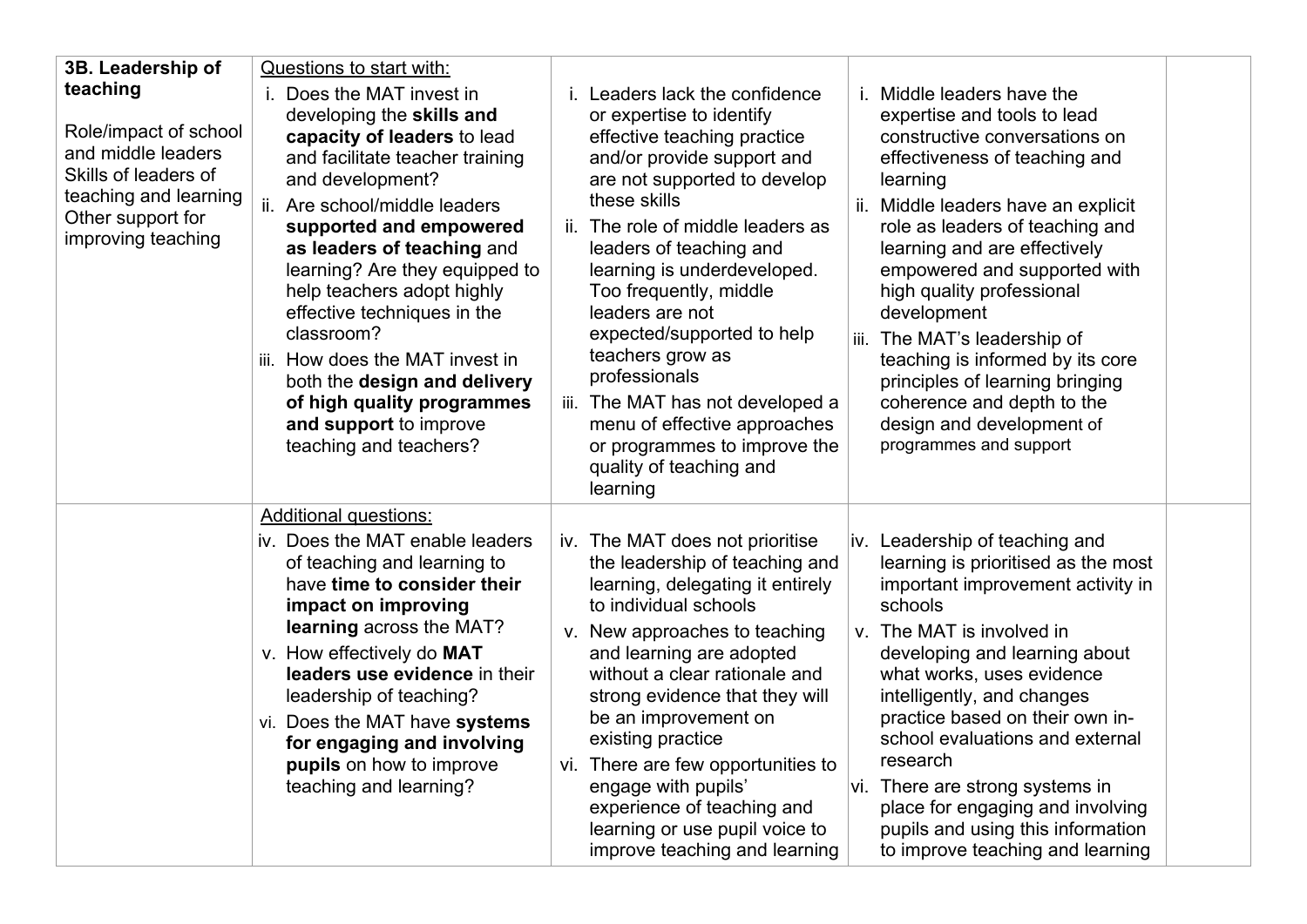| 3B. Leadership of teaching<br><br>Role/impact of school and middle leaders<br>Skills of leaders of teaching and learning<br>Other support for improving teaching | Questions to start with:<br>i. Does the MAT invest in developing the **skills and capacity of leaders** to lead and facilitate teacher training and development?<br>ii. Are school/middle leaders **supported and empowered as leaders of teaching** and learning? Are they equipped to help teachers adopt highly effective techniques in the classroom?<br>iii. How does the MAT invest in both the **design and delivery of high quality programmes and support** to improve teaching and teachers? | i. Leaders lack the confidence or expertise to identify effective teaching practice and/or provide support and are not supported to develop these skills<br>ii. The role of middle leaders as leaders of teaching and learning is underdeveloped. Too frequently, middle leaders are not expected/supported to help teachers grow as professionals<br>iii. The MAT has not developed a menu of effective approaches or programmes to improve the quality of teaching and learning | i. Middle leaders have the expertise and tools to lead constructive conversations on effectiveness of teaching and learning<br>ii. Middle leaders have an explicit role as leaders of teaching and learning and are effectively empowered and supported with high quality professional development<br>iii. The MAT's leadership of teaching is informed by its core principles of learning bringing coherence and depth to the design and development of programmes and support | |
|---|---|---|---|---|
| | Additional questions:<br>iv. Does the MAT enable leaders of teaching and learning to have **time to consider their impact on improving learning** across the MAT?<br>v. How effectively do **MAT leaders use evidence** in their leadership of teaching?<br>vi. Does the MAT have **systems for engaging and involving pupils** on how to improve teaching and learning? | iv. The MAT does not prioritise the leadership of teaching and learning, delegating it entirely to individual schools<br>v. New approaches to teaching and learning are adopted without a clear rationale and strong evidence that they will be an improvement on existing practice<br>vi. There are few opportunities to engage with pupils' experience of teaching and learning or use pupil voice to improve teaching and learning | iv. Leadership of teaching and learning is prioritised as the most important improvement activity in schools<br>v. The MAT is involved in developing and learning about what works, uses evidence intelligently, and changes practice based on their own in-school evaluations and external research<br>vi. There are strong systems in place for engaging and involving pupils and using this information to improve teaching and learning | |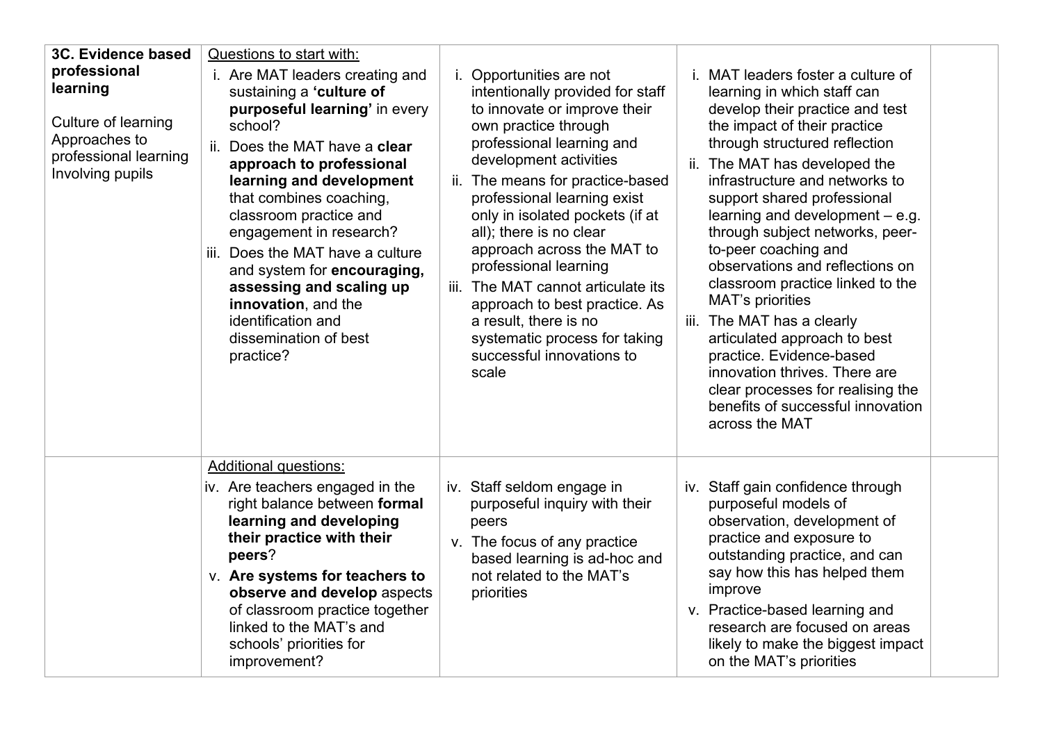| 3C. Evidence based professional learning<br><br>Culture of learning<br>Approaches to professional learning<br>Involving pupils | Questions to start with:<br>i. Are MAT leaders creating and sustaining a **'culture of purposeful learning'** in every school?<br>ii. Does the MAT have a **clear approach to professional learning and development** that combines coaching, classroom practice and engagement in research?<br>iii. Does the MAT have a culture and system for **encouraging, assessing and scaling up innovation**, and the identification and dissemination of best practice? | i. Opportunities are not intentionally provided for staff to innovate or improve their own practice through professional learning and development activities<br>ii. The means for practice-based professional learning exist only in isolated pockets (if at all); there is no clear approach across the MAT to professional learning<br>iii. The MAT cannot articulate its approach to best practice. As a result, there is no systematic process for taking successful innovations to scale | i. MAT leaders foster a culture of learning in which staff can develop their practice and test the impact of their practice through structured reflection<br>ii. The MAT has developed the infrastructure and networks to support shared professional learning and development – e.g. through subject networks, peer-to-peer coaching and observations and reflections on classroom practice linked to the MAT's priorities<br>iii. The MAT has a clearly articulated approach to best practice. Evidence-based innovation thrives. There are clear processes for realising the benefits of successful innovation across the MAT | |
|---|---|---|---|---|
| | Additional questions:<br>iv. Are teachers engaged in the right balance between **formal learning and developing their practice with their peers**?<br>v. **Are systems for teachers to observe and develop** aspects of classroom practice together linked to the MAT's and schools' priorities for improvement? | iv. Staff seldom engage in purposeful inquiry with their peers<br>v. The focus of any practice based learning is ad-hoc and not related to the MAT's priorities | iv. Staff gain confidence through purposeful models of observation, development of practice and exposure to outstanding practice, and can say how this has helped them improve<br>v. Practice-based learning and research are focused on areas likely to make the biggest impact on the MAT's priorities | |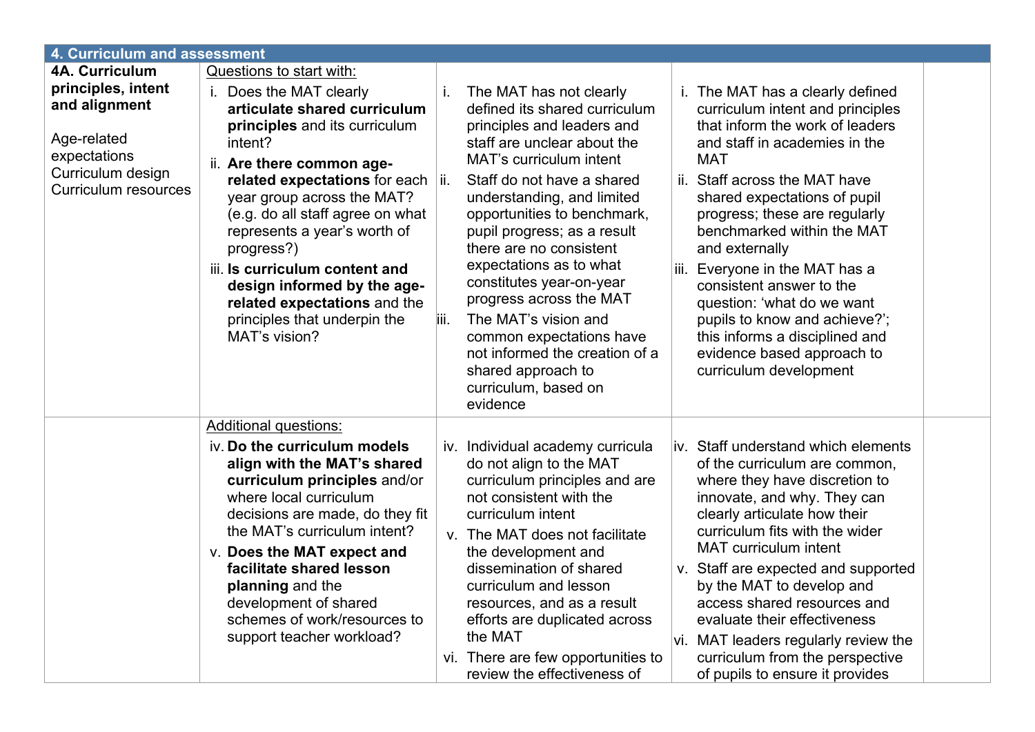| 4. Curriculum and assessment | | | | |
|---|---|---|---|---|
| **4A. Curriculum principles, intent and alignment**<br><br>Age-related expectations<br>Curriculum design<br>Curriculum resources | Questions to start with:<br>i. Does the MAT clearly **articulate shared curriculum principles** and its curriculum intent?<br>ii. **Are there common age-related expectations** for each year group across the MAT? (e.g. do all staff agree on what represents a year's worth of progress?)<br>iii. **Is curriculum content and design informed by the age-related expectations** and the principles that underpin the MAT's vision? | i. The MAT has not clearly defined its shared curriculum principles and leaders and staff are unclear about the MAT's curriculum intent<br>ii. Staff do not have a shared understanding, and limited opportunities to benchmark, pupil progress; as a result there are no consistent expectations as to what constitutes year-on-year progress across the MAT<br>iii. The MAT's vision and common expectations have not informed the creation of a shared approach to curriculum, based on evidence | i. The MAT has a clearly defined curriculum intent and principles that inform the work of leaders and staff in academies in the MAT<br>ii. Staff across the MAT have shared expectations of pupil progress; these are regularly benchmarked within the MAT and externally<br>iii. Everyone in the MAT has a consistent answer to the question: 'what do we want pupils to know and achieve?'; this informs a disciplined and evidence based approach to curriculum development | |
| | Additional questions:<br>iv. **Do the curriculum models align with the MAT's shared curriculum principles** and/or where local curriculum decisions are made, do they fit the MAT's curriculum intent?<br>v. **Does the MAT expect and facilitate shared lesson planning** and the development of shared schemes of work/resources to support teacher workload? | iv. Individual academy curricula do not align to the MAT curriculum principles and are not consistent with the curriculum intent<br>v. The MAT does not facilitate the development and dissemination of shared curriculum and lesson resources, and as a result efforts are duplicated across the MAT<br>vi. There are few opportunities to review the effectiveness of | iv. Staff understand which elements of the curriculum are common, where they have discretion to innovate, and why. They can clearly articulate how their curriculum fits with the wider MAT curriculum intent<br>v. Staff are expected and supported by the MAT to develop and access shared resources and evaluate their effectiveness<br>vi. MAT leaders regularly review the curriculum from the perspective of pupils to ensure it provides | |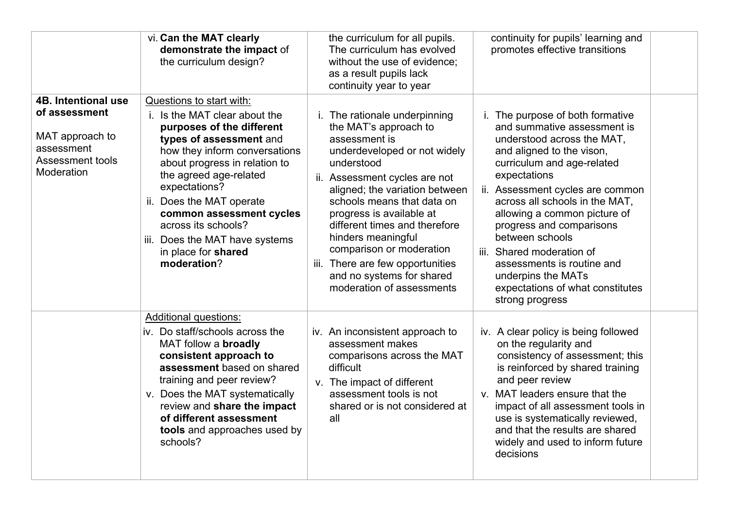| | | | | |
|---|---|---|---|---|
| | vi. **Can the MAT clearly demonstrate the impact** of the curriculum design? | the curriculum for all pupils. The curriculum has evolved without the use of evidence; as a result pupils lack continuity year to year | continuity for pupils' learning and promotes effective transitions | |
| **4B. Intentional use of assessment**<br><br>MAT approach to assessment<br>Assessment tools<br>Moderation | Questions to start with:<br>i. Is the MAT clear about the **purposes of the different types of assessment** and how they inform conversations about progress in relation to the agreed age-related expectations?<br>ii. Does the MAT operate **common assessment cycles** across its schools?<br>iii. Does the MAT have systems in place for **shared moderation**? | i. The rationale underpinning the MAT's approach to assessment is underdeveloped or not widely understood<br>ii. Assessment cycles are not aligned; the variation between schools means that data on progress is available at different times and therefore hinders meaningful comparison or moderation<br>iii. There are few opportunities and no systems for shared moderation of assessments | i. The purpose of both formative and summative assessment is understood across the MAT, and aligned to the vison, curriculum and age-related expectations<br>ii. Assessment cycles are common across all schools in the MAT, allowing a common picture of progress and comparisons between schools<br>iii. Shared moderation of assessments is routine and underpins the MATs expectations of what constitutes strong progress | |
| | Additional questions:<br>iv. Do staff/schools across the MAT follow a **broadly consistent approach to assessment** based on shared training and peer review?<br>v. Does the MAT systematically review and **share the impact of different assessment tools** and approaches used by schools? | iv. An inconsistent approach to assessment makes comparisons across the MAT difficult<br>v. The impact of different assessment tools is not shared or is not considered at all | iv. A clear policy is being followed on the regularity and consistency of assessment; this is reinforced by shared training and peer review<br>v. MAT leaders ensure that the impact of all assessment tools in use is systematically reviewed, and that the results are shared widely and used to inform future decisions | |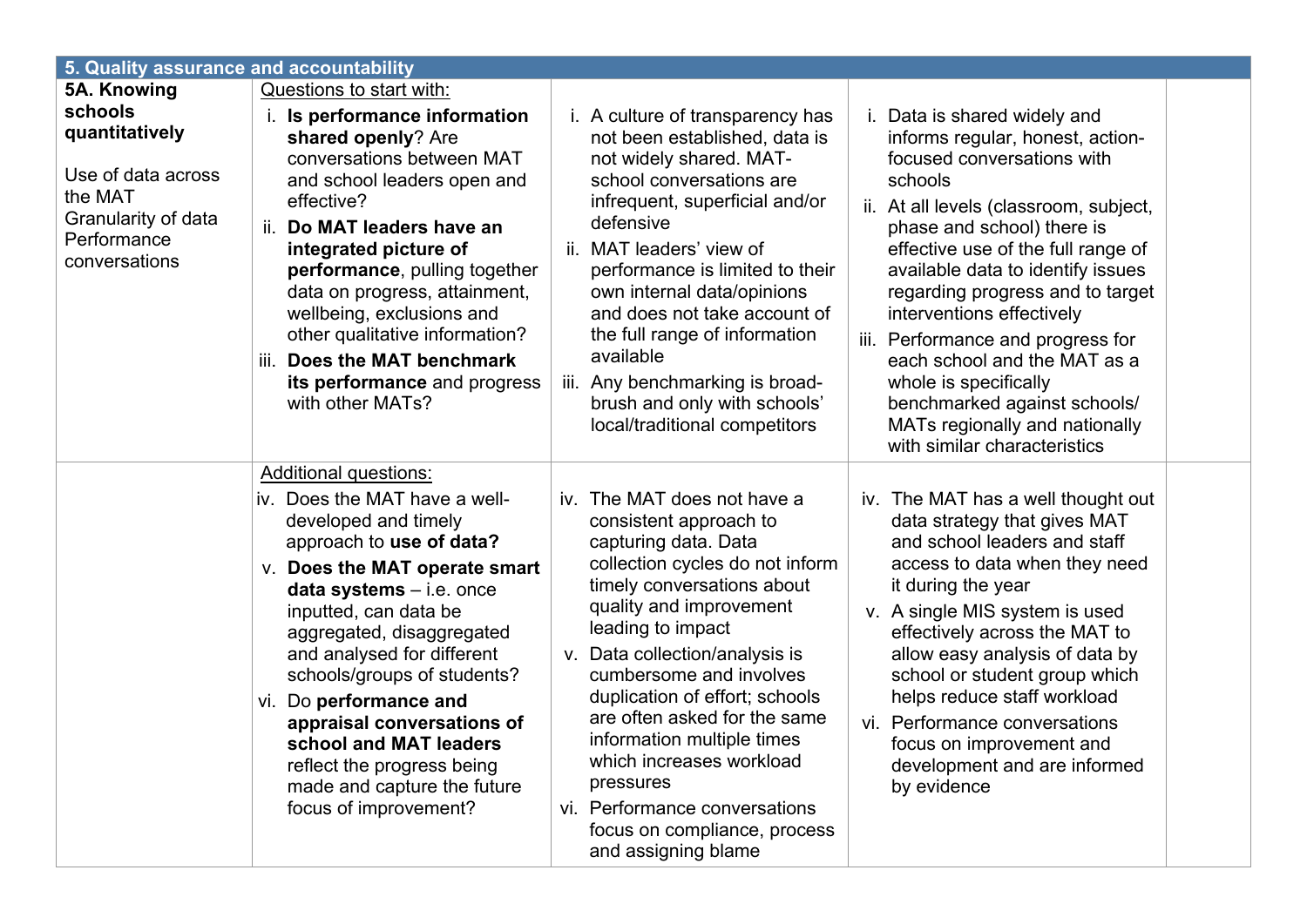| 5. Quality assurance and accountability | | | | |
|---|---|---|---|---|
| **5A. Knowing schools quantitatively**<br><br>Use of data across the MAT<br>Granularity of data<br>Performance conversations | Questions to start with:<br>i. **Is performance information shared openly**? Are conversations between MAT and school leaders open and effective?<br>ii. **Do MAT leaders have an integrated picture of performance**, pulling together data on progress, attainment, wellbeing, exclusions and other qualitative information?<br>iii. **Does the MAT benchmark its performance** and progress with other MATs? | i. A culture of transparency has not been established, data is not widely shared. MAT-school conversations are infrequent, superficial and/or defensive<br>ii. MAT leaders' view of performance is limited to their own internal data/opinions and does not take account of the full range of information available<br>iii. Any benchmarking is broad-brush and only with schools' local/traditional competitors | i. Data is shared widely and informs regular, honest, action-focused conversations with schools<br>ii. At all levels (classroom, subject, phase and school) there is effective use of the full range of available data to identify issues regarding progress and to target interventions effectively<br>iii. Performance and progress for each school and the MAT as a whole is specifically benchmarked against schools/ MATs regionally and nationally with similar characteristics | |
| | Additional questions:<br>iv. Does the MAT have a well-developed and timely approach to **use of data?**<br>v. **Does the MAT operate smart data systems** – i.e. once inputted, can data be aggregated, disaggregated and analysed for different schools/groups of students?<br>vi. Do **performance and appraisal conversations of school and MAT leaders** reflect the progress being made and capture the future focus of improvement? | iv. The MAT does not have a consistent approach to capturing data. Data collection cycles do not inform timely conversations about quality and improvement leading to impact<br>v. Data collection/analysis is cumbersome and involves duplication of effort; schools are often asked for the same information multiple times which increases workload pressures<br>vi. Performance conversations focus on compliance, process and assigning blame | iv. The MAT has a well thought out data strategy that gives MAT and school leaders and staff access to data when they need it during the year<br>v. A single MIS system is used effectively across the MAT to allow easy analysis of data by school or student group which helps reduce staff workload<br>vi. Performance conversations focus on improvement and development and are informed by evidence | |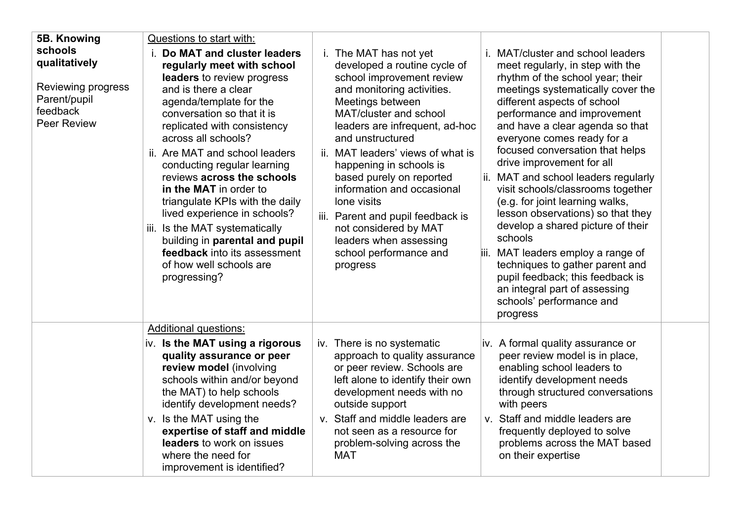| **5B. Knowing schools qualitatively**<br><br>Reviewing progress<br>Parent/pupil feedback<br>Peer Review | Questions to start with:<br>i. **Do MAT and cluster leaders regularly meet with school leaders** to review progress and is there a clear agenda/template for the conversation so that it is replicated with consistency across all schools?<br>ii. Are MAT and school leaders conducting regular learning reviews **across the schools in the MAT** in order to triangulate KPIs with the daily lived experience in schools?<br>iii. Is the MAT systematically building in **parental and pupil feedback** into its assessment of how well schools are progressing? | i. The MAT has not yet developed a routine cycle of school improvement review and monitoring activities. Meetings between MAT/cluster and school leaders are infrequent, ad-hoc and unstructured<br>ii. MAT leaders' views of what is happening in schools is based purely on reported information and occasional lone visits<br>iii. Parent and pupil feedback is not considered by MAT leaders when assessing school performance and progress | i. MAT/cluster and school leaders meet regularly, in step with the rhythm of the school year; their meetings systematically cover the different aspects of school performance and improvement and have a clear agenda so that everyone comes ready for a focused conversation that helps drive improvement for all<br>ii. MAT and school leaders regularly visit schools/classrooms together (e.g. for joint learning walks, lesson observations) so that they develop a shared picture of their schools<br>iii. MAT leaders employ a range of techniques to gather parent and pupil feedback; this feedback is an integral part of assessing schools' performance and progress | |
|---|---|---|---|---|
| | Additional questions:<br>iv. **Is the MAT using a rigorous quality assurance or peer review model** (involving schools within and/or beyond the MAT) to help schools identify development needs?<br>v. Is the MAT using the **expertise of staff and middle leaders** to work on issues where the need for improvement is identified? | iv. There is no systematic approach to quality assurance or peer review. Schools are left alone to identify their own development needs with no outside support<br>v. Staff and middle leaders are not seen as a resource for problem-solving across the MAT | iv. A formal quality assurance or peer review model is in place, enabling school leaders to identify development needs through structured conversations with peers<br>v. Staff and middle leaders are frequently deployed to solve problems across the MAT based on their expertise | |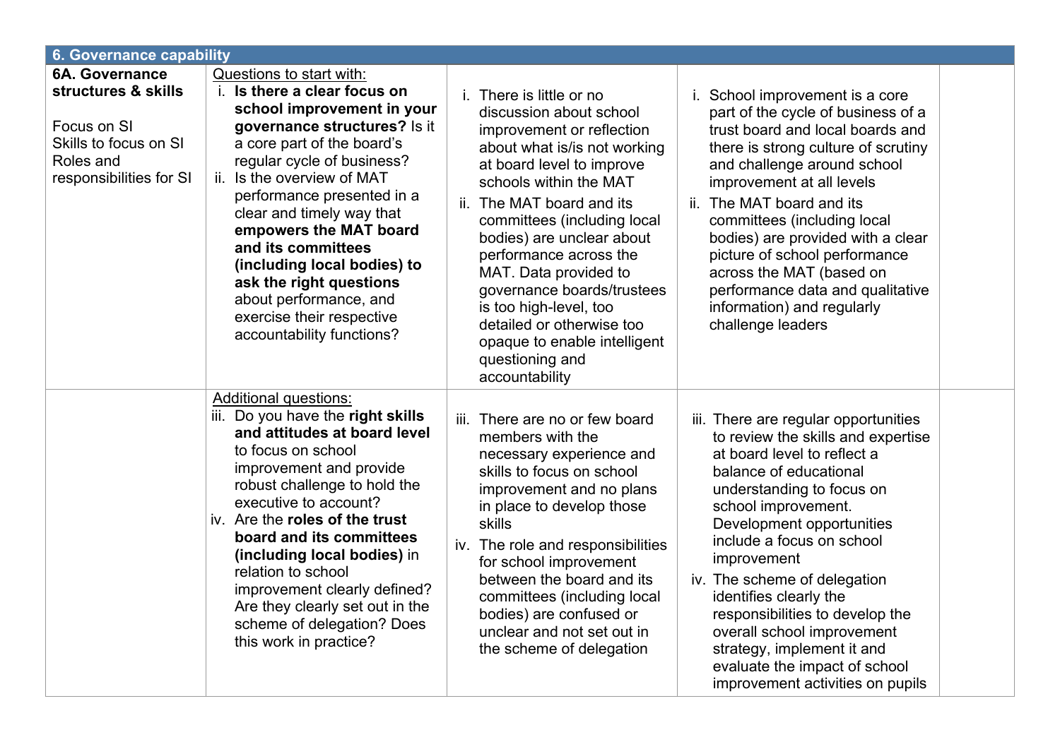| 6. Governance capability | | | | |
|---|---|---|---|---|
| **6A. Governance structures & skills**<br><br>Focus on SI<br>Skills to focus on SI<br>Roles and responsibilities for SI | Questions to start with:<br>i. **Is there a clear focus on school improvement in your governance structures?** Is it a core part of the board's regular cycle of business?<br>ii. Is the overview of MAT performance presented in a clear and timely way that **empowers the MAT board and its committees (including local bodies) to ask the right questions** about performance, and exercise their respective accountability functions? | i. There is little or no discussion about school improvement or reflection about what is/is not working at board level to improve schools within the MAT<br>ii. The MAT board and its committees (including local bodies) are unclear about performance across the MAT. Data provided to governance boards/trustees is too high-level, too detailed or otherwise too opaque to enable intelligent questioning and accountability | i. School improvement is a core part of the cycle of business of a trust board and local boards and there is strong culture of scrutiny and challenge around school improvement at all levels<br>ii. The MAT board and its committees (including local bodies) are provided with a clear picture of school performance across the MAT (based on performance data and qualitative information) and regularly challenge leaders | |
| | Additional questions:<br>iii. Do you have the **right skills and attitudes at board level** to focus on school improvement and provide robust challenge to hold the executive to account?<br>iv. Are the **roles of the trust board and its committees (including local bodies)** in relation to school improvement clearly defined? Are they clearly set out in the scheme of delegation? Does this work in practice? | iii. There are no or few board members with the necessary experience and skills to focus on school improvement and no plans in place to develop those skills<br>iv. The role and responsibilities for school improvement between the board and its committees (including local bodies) are confused or unclear and not set out in the scheme of delegation | iii. There are regular opportunities to review the skills and expertise at board level to reflect a balance of educational understanding to focus on school improvement. Development opportunities include a focus on school improvement<br>iv. The scheme of delegation identifies clearly the responsibilities to develop the overall school improvement strategy, implement it and evaluate the impact of school improvement activities on pupils | |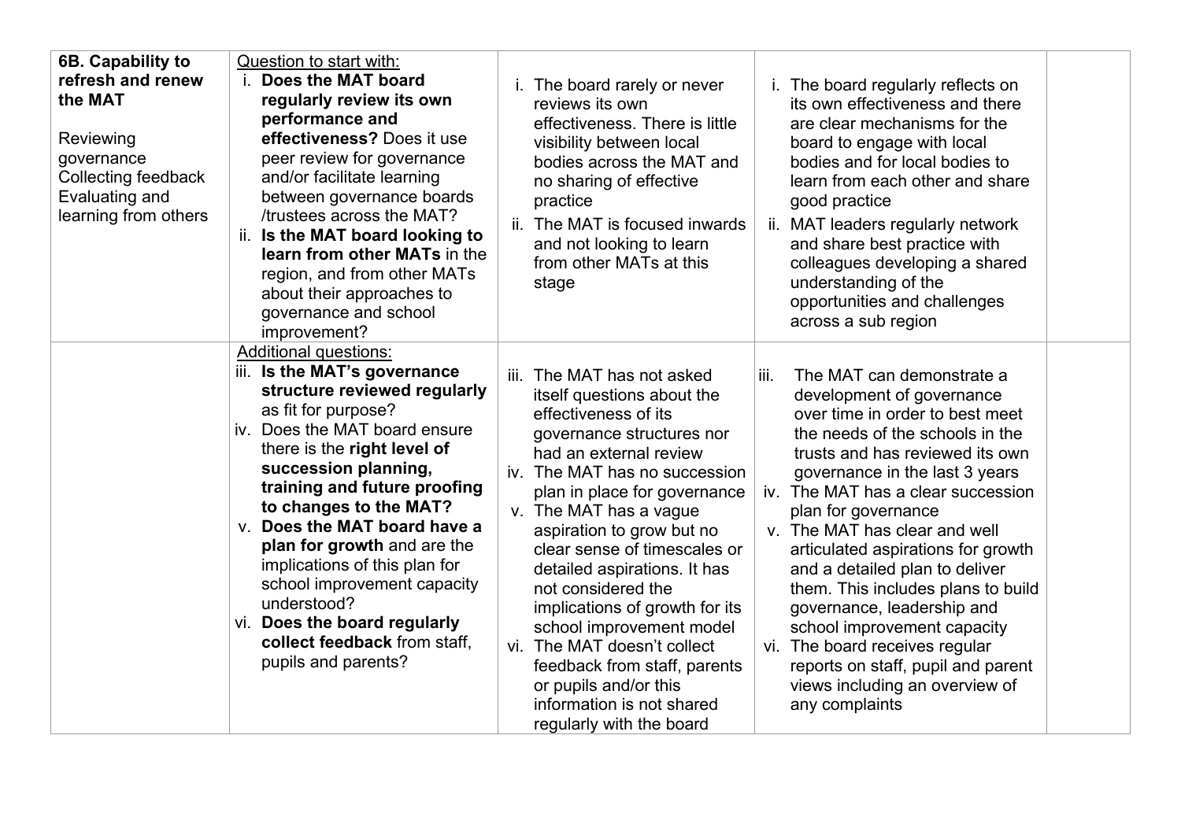| | | | | |
|---|---|---|---|---|
| **6B. Capability to refresh and renew the MAT**<br><br>Reviewing governance<br>Collecting feedback<br>Evaluating and learning from others | Question to start with:<br>i. **Does the MAT board regularly review its own performance and effectiveness?** Does it use peer review for governance and/or facilitate learning between governance boards /trustees across the MAT?<br>ii. **Is the MAT board looking to learn from other MATs** in the region, and from other MATs about their approaches to governance and school improvement? | i. The board rarely or never reviews its own effectiveness. There is little visibility between local bodies across the MAT and no sharing of effective practice<br>ii. The MAT is focused inwards and not looking to learn from other MATs at this stage | i. The board regularly reflects on its own effectiveness and there are clear mechanisms for the board to engage with local bodies and for local bodies to learn from each other and share good practice<br>ii. MAT leaders regularly network and share best practice with colleagues developing a shared understanding of the opportunities and challenges across a sub region | |
| | Additional questions:<br>iii. **Is the MAT's governance structure reviewed regularly** as fit for purpose?<br>iv. Does the MAT board ensure there is the **right level of succession planning, training and future proofing to changes to the MAT?**<br>v. **Does the MAT board have a plan for growth** and are the implications of this plan for school improvement capacity understood?<br>vi. **Does the board regularly collect feedback** from staff, pupils and parents? | iii. The MAT has not asked itself questions about the effectiveness of its governance structures nor had an external review<br>iv. The MAT has no succession plan in place for governance<br>v. The MAT has a vague aspiration to grow but no clear sense of timescales or detailed aspirations. It has not considered the implications of growth for its school improvement model<br>vi. The MAT doesn't collect feedback from staff, parents or pupils and/or this information is not shared regularly with the board | iii. The MAT can demonstrate a development of governance over time in order to best meet the needs of the schools in the trusts and has reviewed its own governance in the last 3 years<br>iv. The MAT has a clear succession plan for governance<br>v. The MAT has clear and well articulated aspirations for growth and a detailed plan to deliver them. This includes plans to build governance, leadership and school improvement capacity<br>vi. The board receives regular reports on staff, pupil and parent views including an overview of any complaints | |